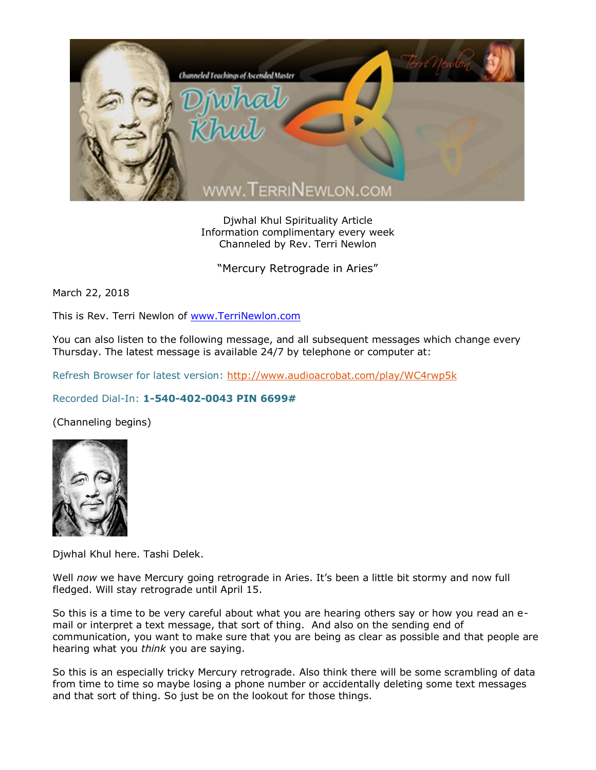Djwhal Khul Spirituality Article
Information complimentary every week
Channeled by Rev. Terri Newlon

"Mercury Retrograde in Aries"

March 22, 2018

This is Rev. Terri Newlon of www.TerriNewlon.com

You can also listen to the following message, and all subsequent messages which change every Thursday. The latest message is available 24/7 by telephone or computer at:

Refresh Browser for latest version: http://www.audioacrobat.com/play/WC4rwp5k

Recorded Dial-In: **1-540-402-0043 PIN 6699#**

(Channeling begins)

Djwhal Khul here. Tashi Delek.

Well *now* we have Mercury going retrograde in Aries. It's been a little bit stormy and now full fledged. Will stay retrograde until April 15.

So this is a time to be very careful about what you are hearing others say or how you read an e-mail or interpret a text message, that sort of thing. And also on the sending end of communication, you want to make sure that you are being as clear as possible and that people are hearing what you *think* you are saying.

So this is an especially tricky Mercury retrograde. Also think there will be some scrambling of data from time to time so maybe losing a phone number or accidentally deleting some text messages and that sort of thing. So just be on the lookout for those things.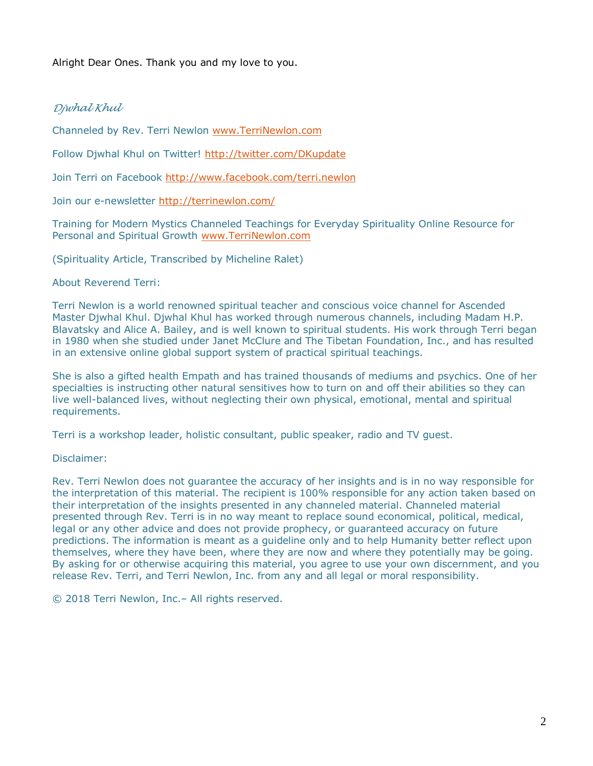Alright Dear Ones. Thank you and my love to you.

*Djwhal Khul*

Channeled by Rev. Terri Newlon www.TerriNewlon.com

Follow Djwhal Khul on Twitter! http://twitter.com/DKupdate

Join Terri on Facebook http://www.facebook.com/terri.newlon

Join our e-newsletter http://terrinewlon.com/

Training for Modern Mystics Channeled Teachings for Everyday Spirituality Online Resource for Personal and Spiritual Growth www.TerriNewlon.com

(Spirituality Article, Transcribed by Micheline Ralet)

About Reverend Terri:

Terri Newlon is a world renowned spiritual teacher and conscious voice channel for Ascended Master Djwhal Khul. Djwhal Khul has worked through numerous channels, including Madam H.P. Blavatsky and Alice A. Bailey, and is well known to spiritual students. His work through Terri began in 1980 when she studied under Janet McClure and The Tibetan Foundation, Inc., and has resulted in an extensive online global support system of practical spiritual teachings.

She is also a gifted health Empath and has trained thousands of mediums and psychics. One of her specialties is instructing other natural sensitives how to turn on and off their abilities so they can live well-balanced lives, without neglecting their own physical, emotional, mental and spiritual requirements.

Terri is a workshop leader, holistic consultant, public speaker, radio and TV guest.

Disclaimer:

Rev. Terri Newlon does not guarantee the accuracy of her insights and is in no way responsible for the interpretation of this material. The recipient is 100% responsible for any action taken based on their interpretation of the insights presented in any channeled material. Channeled material presented through Rev. Terri is in no way meant to replace sound economical, political, medical, legal or any other advice and does not provide prophecy, or guaranteed accuracy on future predictions. The information is meant as a guideline only and to help Humanity better reflect upon themselves, where they have been, where they are now and where they potentially may be going. By asking for or otherwise acquiring this material, you agree to use your own discernment, and you release Rev. Terri, and Terri Newlon, Inc. from any and all legal or moral responsibility.

© 2018 Terri Newlon, Inc.– All rights reserved.